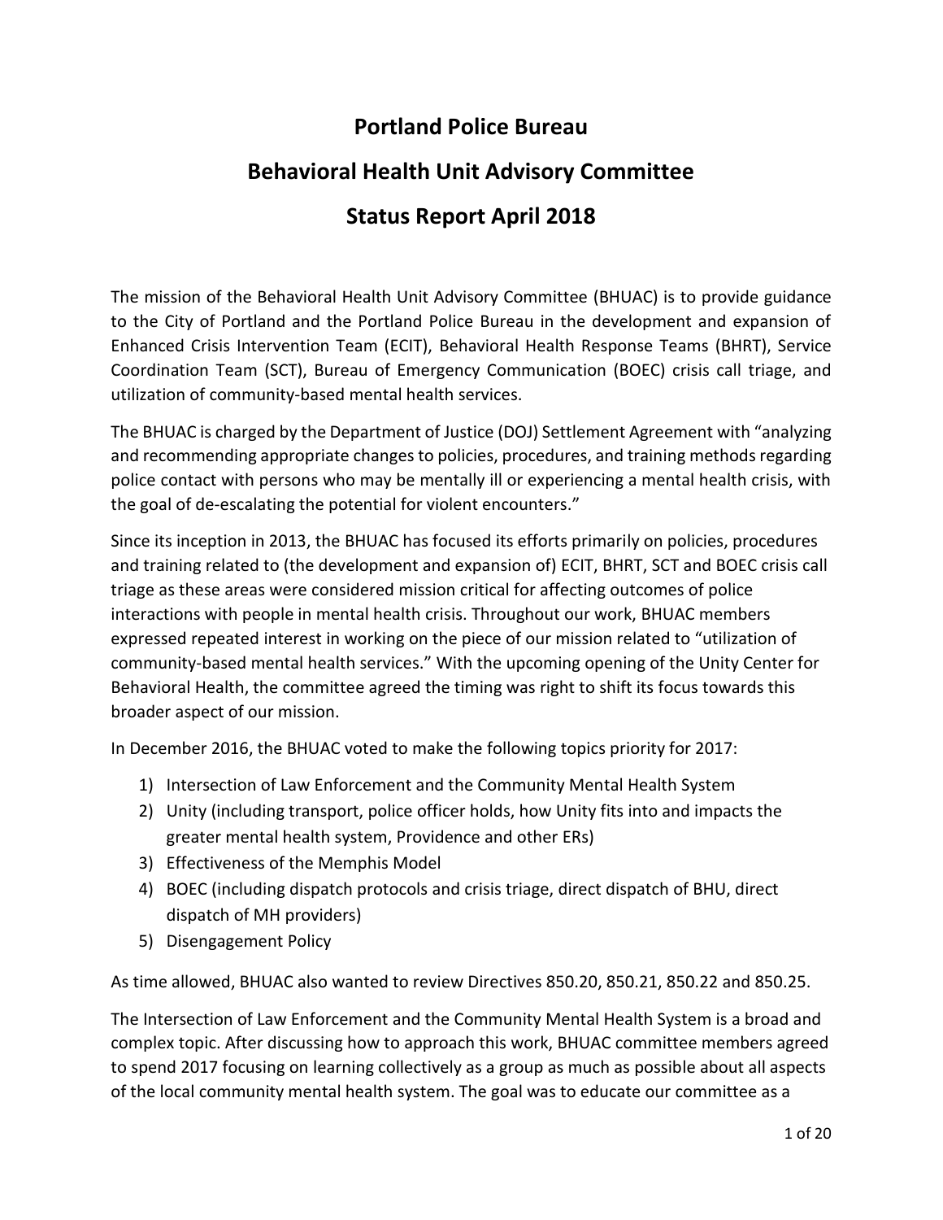# Portland Police Bureau

# Behavioral Health Unit Advisory Committee

# Status Report April 2018

The mission of the Behavioral Health Unit Advisory Committee (BHUAC) is to provide guidance to the City of Portland and the Portland Police Bureau in the development and expansion of Enhanced Crisis Intervention Team (ECIT), Behavioral Health Response Teams (BHRT), Service Coordination Team (SCT), Bureau of Emergency Communication (BOEC) crisis call triage, and utilization of community-based mental health services.

The BHUAC is charged by the Department of Justice (DOJ) Settlement Agreement with "analyzing and recommending appropriate changes to policies, procedures, and training methods regarding police contact with persons who may be mentally ill or experiencing a mental health crisis, with the goal of de-escalating the potential for violent encounters."

Since its inception in 2013, the BHUAC has focused its efforts primarily on policies, procedures and training related to (the development and expansion of) ECIT, BHRT, SCT and BOEC crisis call triage as these areas were considered mission critical for affecting outcomes of police interactions with people in mental health crisis. Throughout our work, BHUAC members expressed repeated interest in working on the piece of our mission related to "utilization of community-based mental health services." With the upcoming opening of the Unity Center for Behavioral Health, the committee agreed the timing was right to shift its focus towards this broader aspect of our mission.

In December 2016, the BHUAC voted to make the following topics priority for 2017:

1) Intersection of Law Enforcement and the Community Mental Health System
2) Unity (including transport, police officer holds, how Unity fits into and impacts the greater mental health system, Providence and other ERs)
3) Effectiveness of the Memphis Model
4) BOEC (including dispatch protocols and crisis triage, direct dispatch of BHU, direct dispatch of MH providers)
5) Disengagement Policy

As time allowed, BHUAC also wanted to review Directives 850.20, 850.21, 850.22 and 850.25.

The Intersection of Law Enforcement and the Community Mental Health System is a broad and complex topic. After discussing how to approach this work, BHUAC committee members agreed to spend 2017 focusing on learning collectively as a group as much as possible about all aspects of the local community mental health system. The goal was to educate our committee as a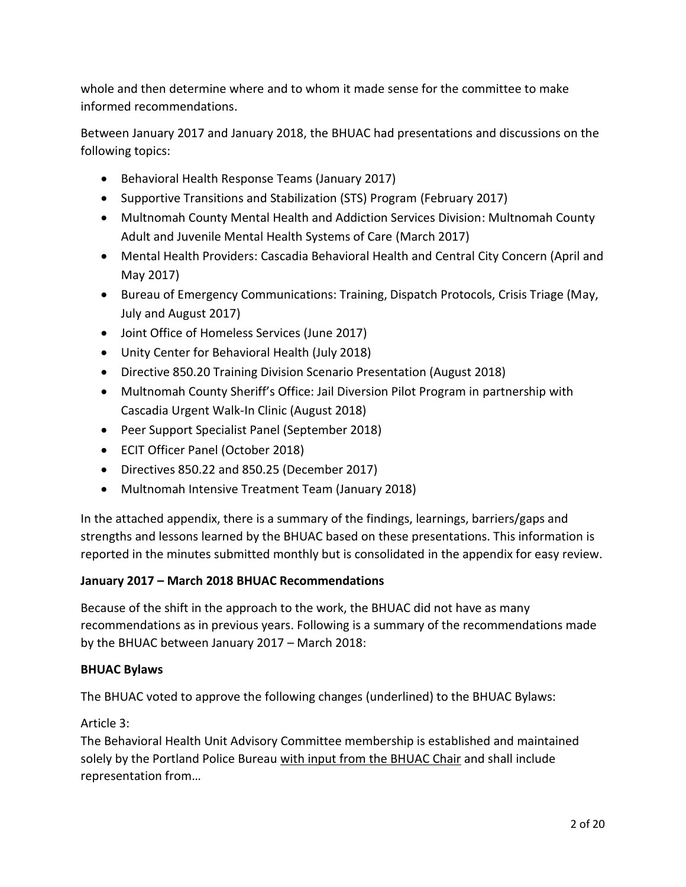whole and then determine where and to whom it made sense for the committee to make informed recommendations.

Between January 2017 and January 2018, the BHUAC had presentations and discussions on the following topics:

- Behavioral Health Response Teams (January 2017)
- Supportive Transitions and Stabilization (STS) Program (February 2017)
- Multnomah County Mental Health and Addiction Services Division: Multnomah County Adult and Juvenile Mental Health Systems of Care (March 2017)
- Mental Health Providers: Cascadia Behavioral Health and Central City Concern (April and May 2017)
- Bureau of Emergency Communications: Training, Dispatch Protocols, Crisis Triage (May, July and August 2017)
- Joint Office of Homeless Services (June 2017)
- Unity Center for Behavioral Health (July 2018)
- Directive 850.20 Training Division Scenario Presentation (August 2018)
- Multnomah County Sheriff's Office: Jail Diversion Pilot Program in partnership with Cascadia Urgent Walk-In Clinic (August 2018)
- Peer Support Specialist Panel (September 2018)
- ECIT Officer Panel (October 2018)
- Directives 850.22 and 850.25 (December 2017)
- Multnomah Intensive Treatment Team (January 2018)

In the attached appendix, there is a summary of the findings, learnings, barriers/gaps and strengths and lessons learned by the BHUAC based on these presentations. This information is reported in the minutes submitted monthly but is consolidated in the appendix for easy review.

**January 2017 – March 2018 BHUAC Recommendations**

Because of the shift in the approach to the work, the BHUAC did not have as many recommendations as in previous years. Following is a summary of the recommendations made by the BHUAC between January 2017 – March 2018:

**BHUAC Bylaws**

The BHUAC voted to approve the following changes (underlined) to the BHUAC Bylaws:

Article 3:
The Behavioral Health Unit Advisory Committee membership is established and maintained solely by the Portland Police Bureau <u>with input from the BHUAC Chair</u> and shall include representation from…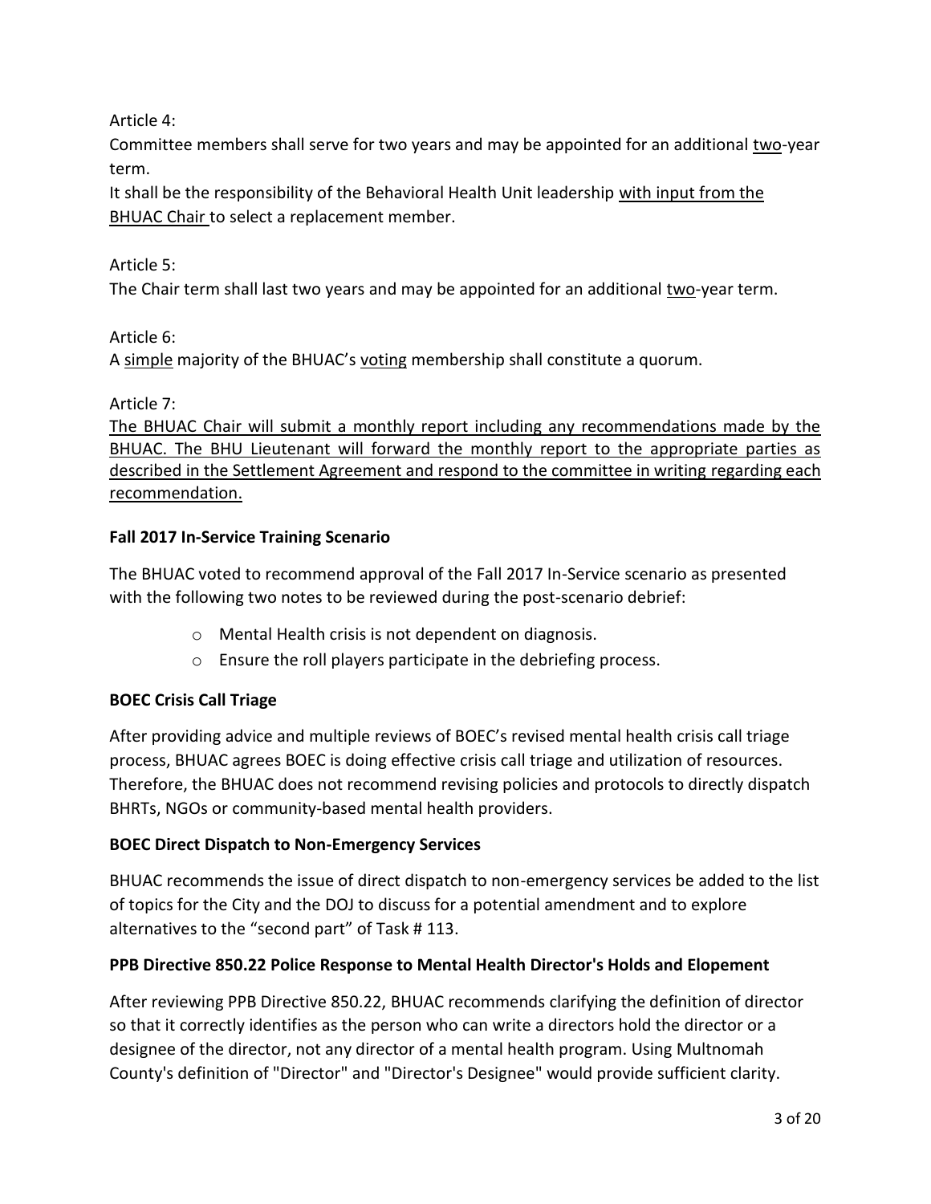Article 4:

Committee members shall serve for two years and may be appointed for an additional <u>two</u>-year term.

It shall be the responsibility of the Behavioral Health Unit leadership <u>with input from the BHUAC Chair</u> to select a replacement member.

Article 5:

The Chair term shall last two years and may be appointed for an additional <u>two</u>-year term.

Article 6:

A <u>simple</u> majority of the BHUAC's <u>voting</u> membership shall constitute a quorum.

Article 7:

<u>The BHUAC Chair will submit a monthly report including any recommendations made by the BHUAC. The BHU Lieutenant will forward the monthly report to the appropriate parties as described in the Settlement Agreement and respond to the committee in writing regarding each recommendation.</u>

**Fall 2017 In-Service Training Scenario**

The BHUAC voted to recommend approval of the Fall 2017 In-Service scenario as presented with the following two notes to be reviewed during the post-scenario debrief:

- Mental Health crisis is not dependent on diagnosis.
- Ensure the roll players participate in the debriefing process.

**BOEC Crisis Call Triage**

After providing advice and multiple reviews of BOEC's revised mental health crisis call triage process, BHUAC agrees BOEC is doing effective crisis call triage and utilization of resources. Therefore, the BHUAC does not recommend revising policies and protocols to directly dispatch BHRTs, NGOs or community-based mental health providers.

**BOEC Direct Dispatch to Non-Emergency Services**

BHUAC recommends the issue of direct dispatch to non-emergency services be added to the list of topics for the City and the DOJ to discuss for a potential amendment and to explore alternatives to the "second part" of Task # 113.

**PPB Directive 850.22 Police Response to Mental Health Director's Holds and Elopement**

After reviewing PPB Directive 850.22, BHUAC recommends clarifying the definition of director so that it correctly identifies as the person who can write a directors hold the director or a designee of the director, not any director of a mental health program. Using Multnomah County's definition of "Director" and "Director's Designee" would provide sufficient clarity.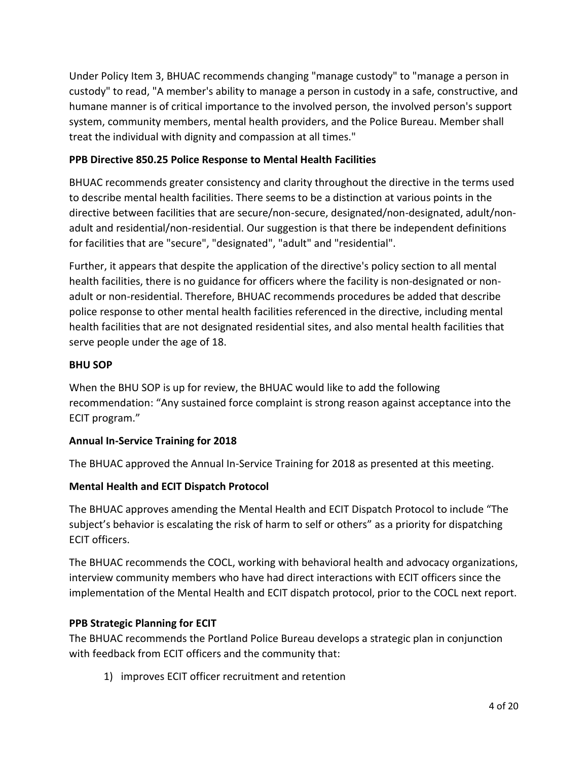Under Policy Item 3, BHUAC recommends changing "manage custody" to "manage a person in custody" to read, "A member's ability to manage a person in custody in a safe, constructive, and humane manner is of critical importance to the involved person, the involved person's support system, community members, mental health providers, and the Police Bureau. Member shall treat the individual with dignity and compassion at all times."

**PPB Directive 850.25 Police Response to Mental Health Facilities**

BHUAC recommends greater consistency and clarity throughout the directive in the terms used to describe mental health facilities. There seems to be a distinction at various points in the directive between facilities that are secure/non-secure, designated/non-designated, adult/non-adult and residential/non-residential. Our suggestion is that there be independent definitions for facilities that are "secure", "designated", "adult" and "residential".

Further, it appears that despite the application of the directive's policy section to all mental health facilities, there is no guidance for officers where the facility is non-designated or non-adult or non-residential. Therefore, BHUAC recommends procedures be added that describe police response to other mental health facilities referenced in the directive, including mental health facilities that are not designated residential sites, and also mental health facilities that serve people under the age of 18.

**BHU SOP**

When the BHU SOP is up for review, the BHUAC would like to add the following recommendation: "Any sustained force complaint is strong reason against acceptance into the ECIT program."

**Annual In-Service Training for 2018**

The BHUAC approved the Annual In-Service Training for 2018 as presented at this meeting.

**Mental Health and ECIT Dispatch Protocol**

The BHUAC approves amending the Mental Health and ECIT Dispatch Protocol to include "The subject's behavior is escalating the risk of harm to self or others" as a priority for dispatching ECIT officers.

The BHUAC recommends the COCL, working with behavioral health and advocacy organizations, interview community members who have had direct interactions with ECIT officers since the implementation of the Mental Health and ECIT dispatch protocol, prior to the COCL next report.

**PPB Strategic Planning for ECIT**

The BHUAC recommends the Portland Police Bureau develops a strategic plan in conjunction with feedback from ECIT officers and the community that:

1) improves ECIT officer recruitment and retention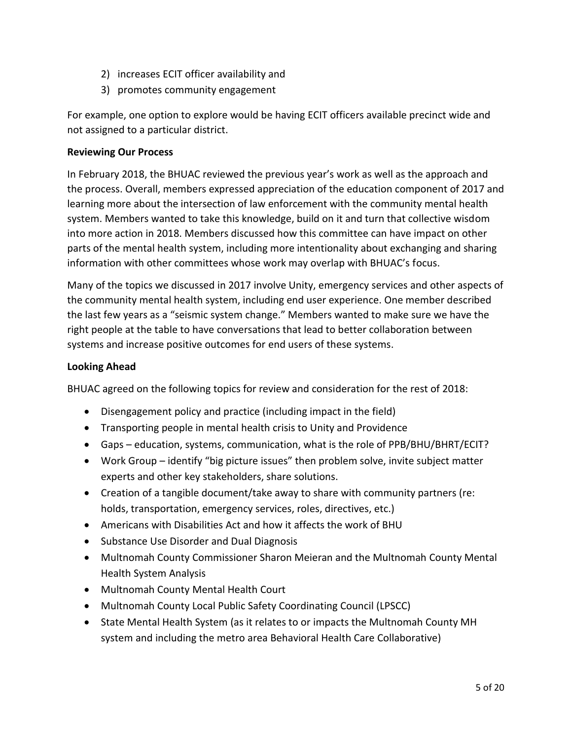2) increases ECIT officer availability and
3) promotes community engagement

For example, one option to explore would be having ECIT officers available precinct wide and not assigned to a particular district.

**Reviewing Our Process**

In February 2018, the BHUAC reviewed the previous year's work as well as the approach and the process. Overall, members expressed appreciation of the education component of 2017 and learning more about the intersection of law enforcement with the community mental health system. Members wanted to take this knowledge, build on it and turn that collective wisdom into more action in 2018. Members discussed how this committee can have impact on other parts of the mental health system, including more intentionality about exchanging and sharing information with other committees whose work may overlap with BHUAC's focus.

Many of the topics we discussed in 2017 involve Unity, emergency services and other aspects of the community mental health system, including end user experience. One member described the last few years as a "seismic system change." Members wanted to make sure we have the right people at the table to have conversations that lead to better collaboration between systems and increase positive outcomes for end users of these systems.

**Looking Ahead**

BHUAC agreed on the following topics for review and consideration for the rest of 2018:

- Disengagement policy and practice (including impact in the field)
- Transporting people in mental health crisis to Unity and Providence
- Gaps – education, systems, communication, what is the role of PPB/BHU/BHRT/ECIT?
- Work Group – identify "big picture issues" then problem solve, invite subject matter experts and other key stakeholders, share solutions.
- Creation of a tangible document/take away to share with community partners (re: holds, transportation, emergency services, roles, directives, etc.)
- Americans with Disabilities Act and how it affects the work of BHU
- Substance Use Disorder and Dual Diagnosis
- Multnomah County Commissioner Sharon Meieran and the Multnomah County Mental Health System Analysis
- Multnomah County Mental Health Court
- Multnomah County Local Public Safety Coordinating Council (LPSCC)
- State Mental Health System (as it relates to or impacts the Multnomah County MH system and including the metro area Behavioral Health Care Collaborative)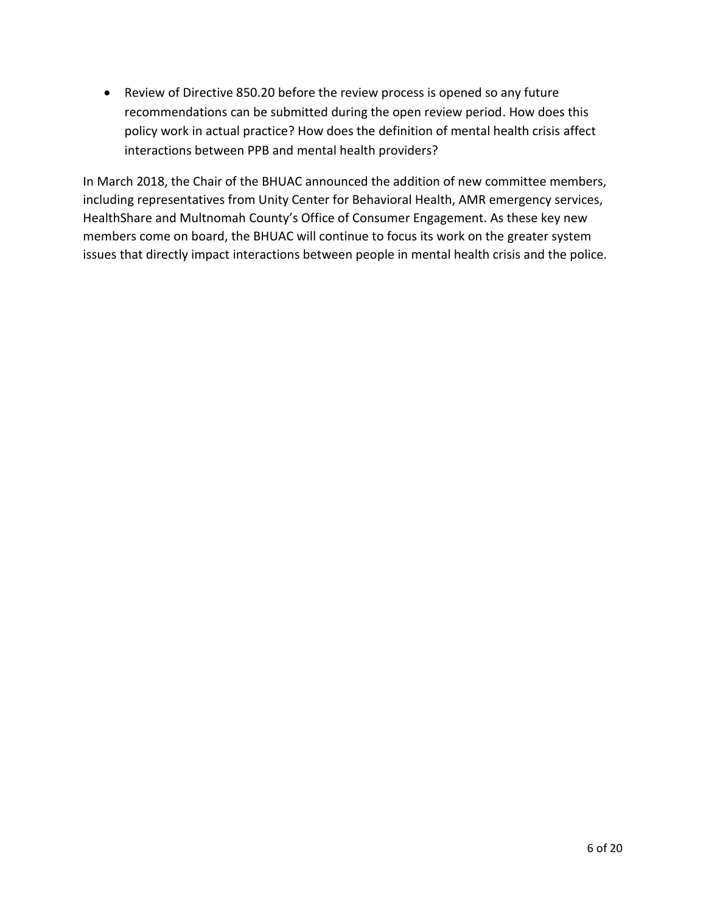- Review of Directive 850.20 before the review process is opened so any future recommendations can be submitted during the open review period. How does this policy work in actual practice? How does the definition of mental health crisis affect interactions between PPB and mental health providers?

In March 2018, the Chair of the BHUAC announced the addition of new committee members, including representatives from Unity Center for Behavioral Health, AMR emergency services, HealthShare and Multnomah County's Office of Consumer Engagement. As these key new members come on board, the BHUAC will continue to focus its work on the greater system issues that directly impact interactions between people in mental health crisis and the police.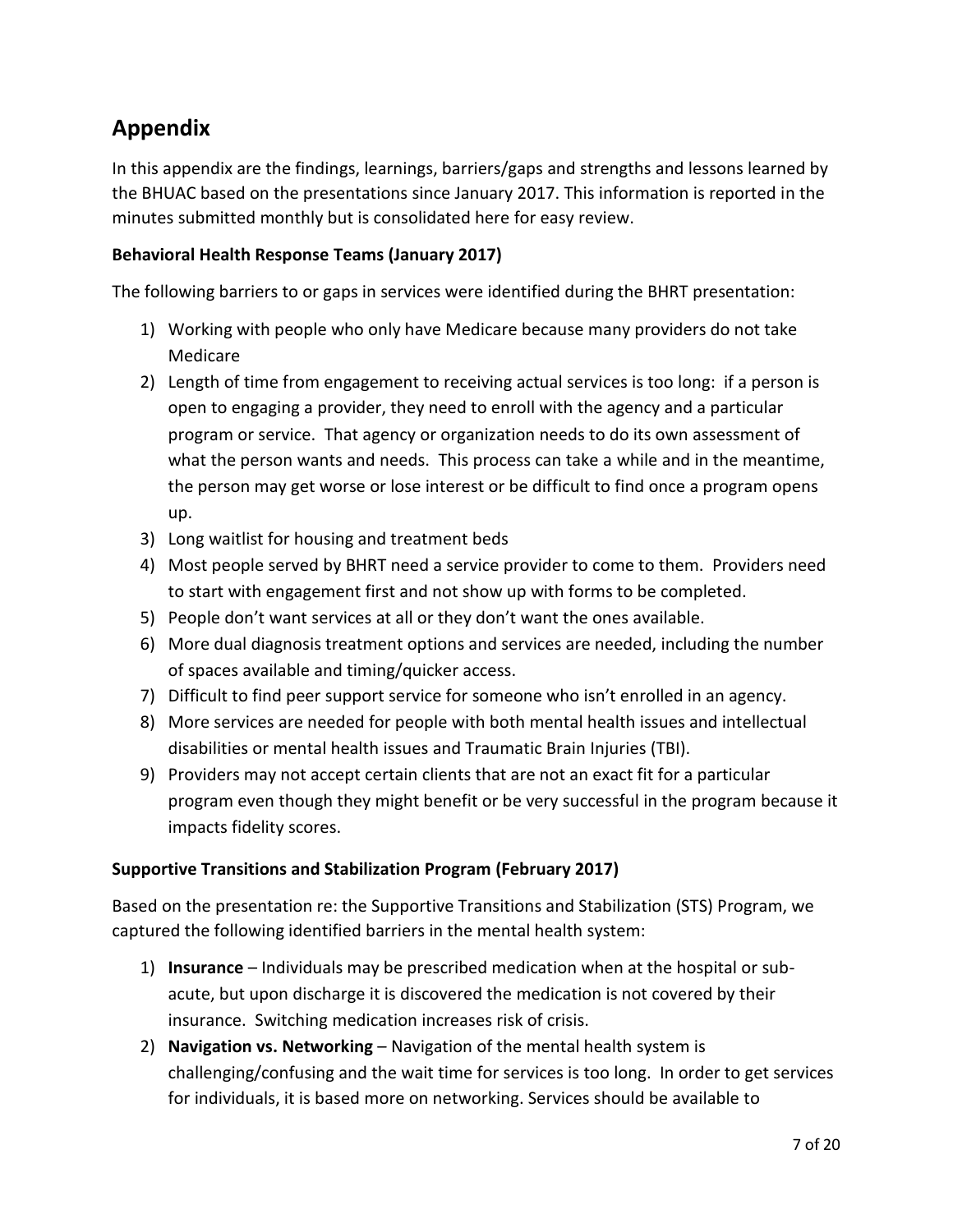## Appendix

In this appendix are the findings, learnings, barriers/gaps and strengths and lessons learned by the BHUAC based on the presentations since January 2017. This information is reported in the minutes submitted monthly but is consolidated here for easy review.

### Behavioral Health Response Teams (January 2017)

The following barriers to or gaps in services were identified during the BHRT presentation:

1) Working with people who only have Medicare because many providers do not take Medicare
2) Length of time from engagement to receiving actual services is too long: if a person is open to engaging a provider, they need to enroll with the agency and a particular program or service. That agency or organization needs to do its own assessment of what the person wants and needs. This process can take a while and in the meantime, the person may get worse or lose interest or be difficult to find once a program opens up.
3) Long waitlist for housing and treatment beds
4) Most people served by BHRT need a service provider to come to them. Providers need to start with engagement first and not show up with forms to be completed.
5) People don't want services at all or they don't want the ones available.
6) More dual diagnosis treatment options and services are needed, including the number of spaces available and timing/quicker access.
7) Difficult to find peer support service for someone who isn't enrolled in an agency.
8) More services are needed for people with both mental health issues and intellectual disabilities or mental health issues and Traumatic Brain Injuries (TBI).
9) Providers may not accept certain clients that are not an exact fit for a particular program even though they might benefit or be very successful in the program because it impacts fidelity scores.

### Supportive Transitions and Stabilization Program (February 2017)

Based on the presentation re: the Supportive Transitions and Stabilization (STS) Program, we captured the following identified barriers in the mental health system:

1) **Insurance** – Individuals may be prescribed medication when at the hospital or sub-acute, but upon discharge it is discovered the medication is not covered by their insurance. Switching medication increases risk of crisis.
2) **Navigation vs. Networking** – Navigation of the mental health system is challenging/confusing and the wait time for services is too long. In order to get services for individuals, it is based more on networking. Services should be available to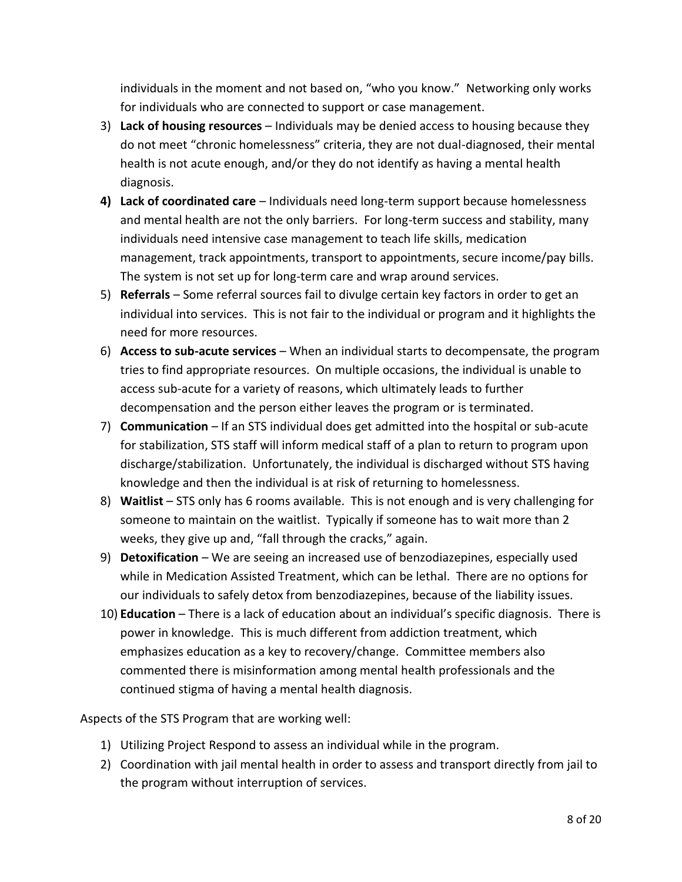individuals in the moment and not based on, "who you know." Networking only works for individuals who are connected to support or case management.

3) **Lack of housing resources** – Individuals may be denied access to housing because they do not meet "chronic homelessness" criteria, they are not dual-diagnosed, their mental health is not acute enough, and/or they do not identify as having a mental health diagnosis.
4) **Lack of coordinated care** – Individuals need long-term support because homelessness and mental health are not the only barriers. For long-term success and stability, many individuals need intensive case management to teach life skills, medication management, track appointments, transport to appointments, secure income/pay bills. The system is not set up for long-term care and wrap around services.
5) **Referrals** – Some referral sources fail to divulge certain key factors in order to get an individual into services. This is not fair to the individual or program and it highlights the need for more resources.
6) **Access to sub-acute services** – When an individual starts to decompensate, the program tries to find appropriate resources. On multiple occasions, the individual is unable to access sub-acute for a variety of reasons, which ultimately leads to further decompensation and the person either leaves the program or is terminated.
7) **Communication** – If an STS individual does get admitted into the hospital or sub-acute for stabilization, STS staff will inform medical staff of a plan to return to program upon discharge/stabilization. Unfortunately, the individual is discharged without STS having knowledge and then the individual is at risk of returning to homelessness.
8) **Waitlist** – STS only has 6 rooms available. This is not enough and is very challenging for someone to maintain on the waitlist. Typically if someone has to wait more than 2 weeks, they give up and, "fall through the cracks," again.
9) **Detoxification** – We are seeing an increased use of benzodiazepines, especially used while in Medication Assisted Treatment, which can be lethal. There are no options for our individuals to safely detox from benzodiazepines, because of the liability issues.
10) **Education** – There is a lack of education about an individual's specific diagnosis. There is power in knowledge. This is much different from addiction treatment, which emphasizes education as a key to recovery/change. Committee members also commented there is misinformation among mental health professionals and the continued stigma of having a mental health diagnosis.

Aspects of the STS Program that are working well:

1) Utilizing Project Respond to assess an individual while in the program.
2) Coordination with jail mental health in order to assess and transport directly from jail to the program without interruption of services.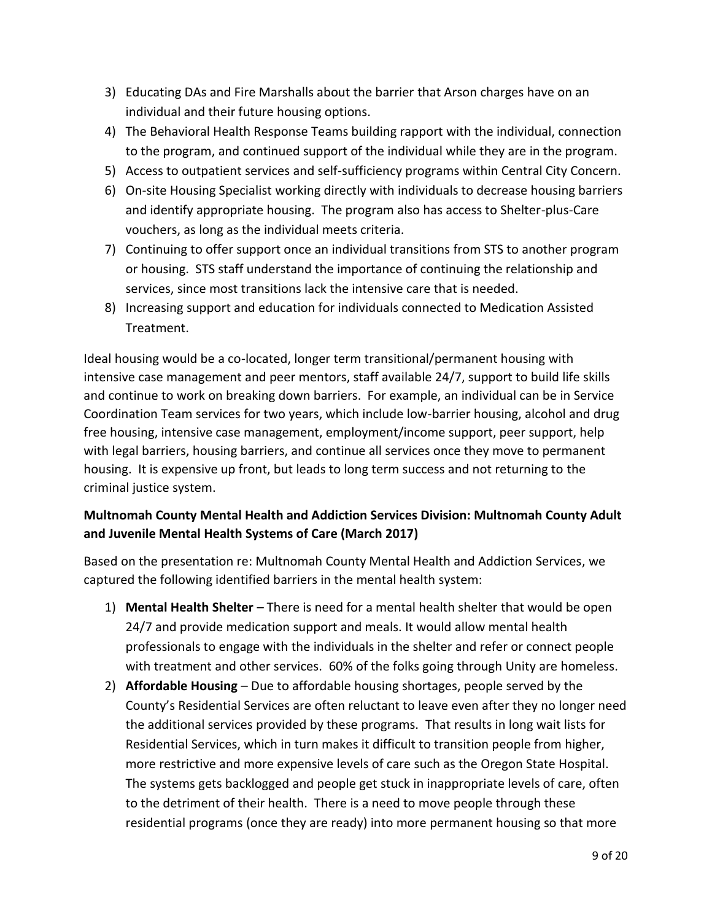3) Educating DAs and Fire Marshalls about the barrier that Arson charges have on an individual and their future housing options.
4) The Behavioral Health Response Teams building rapport with the individual, connection to the program, and continued support of the individual while they are in the program.
5) Access to outpatient services and self-sufficiency programs within Central City Concern.
6) On-site Housing Specialist working directly with individuals to decrease housing barriers and identify appropriate housing. The program also has access to Shelter-plus-Care vouchers, as long as the individual meets criteria.
7) Continuing to offer support once an individual transitions from STS to another program or housing. STS staff understand the importance of continuing the relationship and services, since most transitions lack the intensive care that is needed.
8) Increasing support and education for individuals connected to Medication Assisted Treatment.

Ideal housing would be a co-located, longer term transitional/permanent housing with intensive case management and peer mentors, staff available 24/7, support to build life skills and continue to work on breaking down barriers. For example, an individual can be in Service Coordination Team services for two years, which include low-barrier housing, alcohol and drug free housing, intensive case management, employment/income support, peer support, help with legal barriers, housing barriers, and continue all services once they move to permanent housing. It is expensive up front, but leads to long term success and not returning to the criminal justice system.

**Multnomah County Mental Health and Addiction Services Division: Multnomah County Adult and Juvenile Mental Health Systems of Care (March 2017)**

Based on the presentation re: Multnomah County Mental Health and Addiction Services, we captured the following identified barriers in the mental health system:

1) **Mental Health Shelter** – There is need for a mental health shelter that would be open 24/7 and provide medication support and meals. It would allow mental health professionals to engage with the individuals in the shelter and refer or connect people with treatment and other services. 60% of the folks going through Unity are homeless.
2) **Affordable Housing** – Due to affordable housing shortages, people served by the County's Residential Services are often reluctant to leave even after they no longer need the additional services provided by these programs. That results in long wait lists for Residential Services, which in turn makes it difficult to transition people from higher, more restrictive and more expensive levels of care such as the Oregon State Hospital. The systems gets backlogged and people get stuck in inappropriate levels of care, often to the detriment of their health. There is a need to move people through these residential programs (once they are ready) into more permanent housing so that more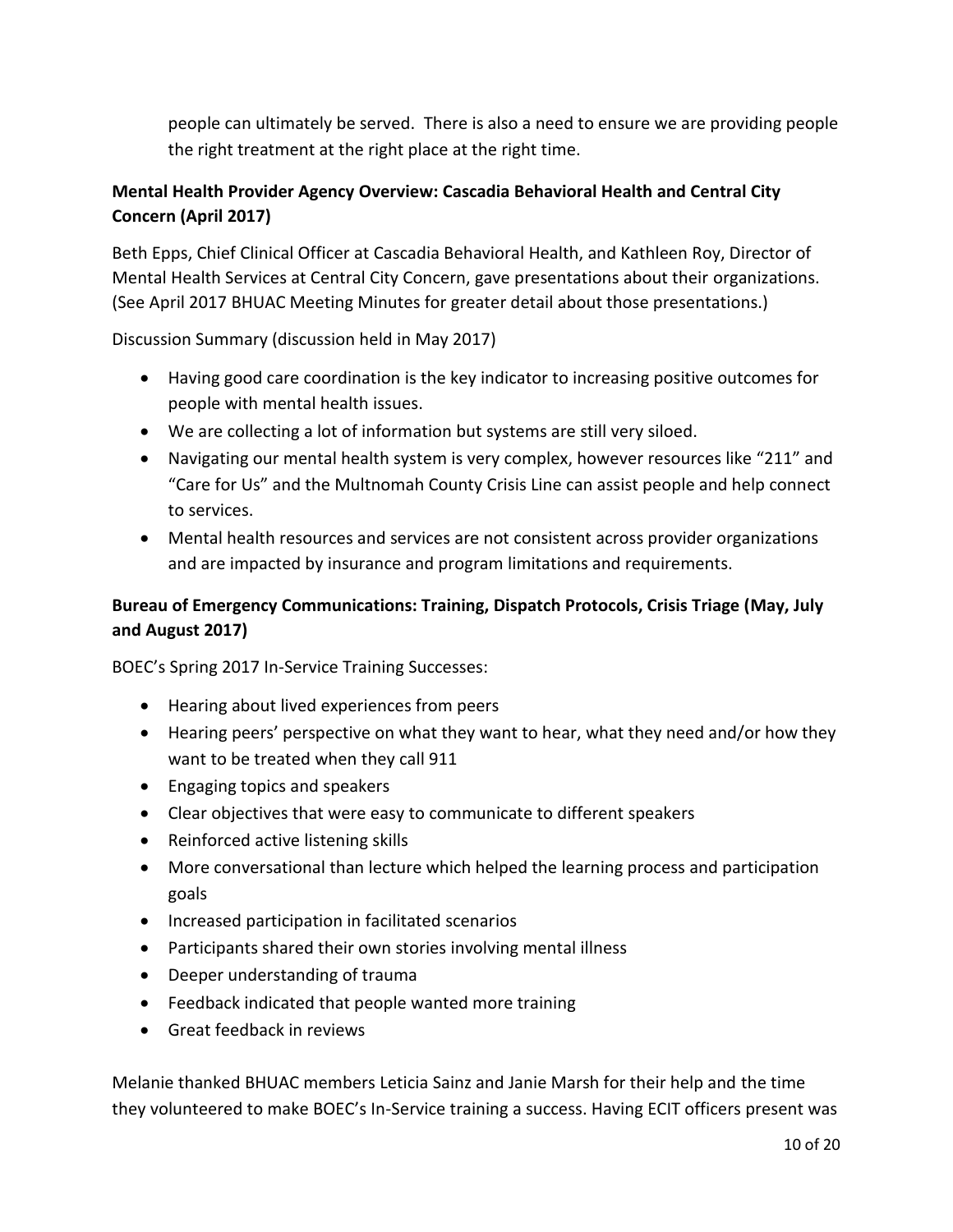people can ultimately be served. There is also a need to ensure we are providing people the right treatment at the right place at the right time.

**Mental Health Provider Agency Overview: Cascadia Behavioral Health and Central City Concern (April 2017)**

Beth Epps, Chief Clinical Officer at Cascadia Behavioral Health, and Kathleen Roy, Director of Mental Health Services at Central City Concern, gave presentations about their organizations. (See April 2017 BHUAC Meeting Minutes for greater detail about those presentations.)

Discussion Summary (discussion held in May 2017)

- Having good care coordination is the key indicator to increasing positive outcomes for people with mental health issues.
- We are collecting a lot of information but systems are still very siloed.
- Navigating our mental health system is very complex, however resources like "211" and "Care for Us" and the Multnomah County Crisis Line can assist people and help connect to services.
- Mental health resources and services are not consistent across provider organizations and are impacted by insurance and program limitations and requirements.

**Bureau of Emergency Communications: Training, Dispatch Protocols, Crisis Triage (May, July and August 2017)**

BOEC's Spring 2017 In-Service Training Successes:

- Hearing about lived experiences from peers
- Hearing peers' perspective on what they want to hear, what they need and/or how they want to be treated when they call 911
- Engaging topics and speakers
- Clear objectives that were easy to communicate to different speakers
- Reinforced active listening skills
- More conversational than lecture which helped the learning process and participation goals
- Increased participation in facilitated scenarios
- Participants shared their own stories involving mental illness
- Deeper understanding of trauma
- Feedback indicated that people wanted more training
- Great feedback in reviews

Melanie thanked BHUAC members Leticia Sainz and Janie Marsh for their help and the time they volunteered to make BOEC's In-Service training a success. Having ECIT officers present was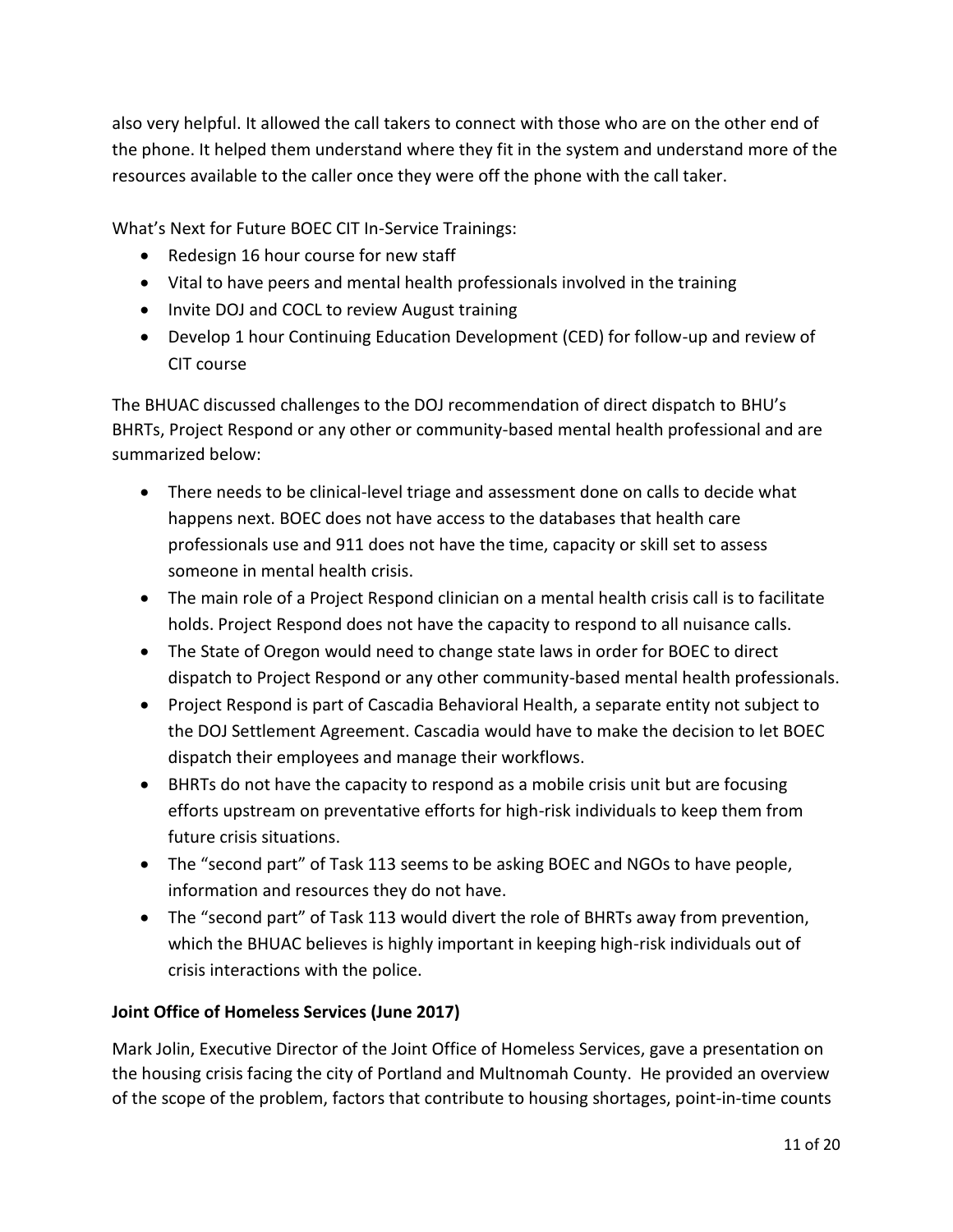also very helpful. It allowed the call takers to connect with those who are on the other end of the phone. It helped them understand where they fit in the system and understand more of the resources available to the caller once they were off the phone with the call taker.

What's Next for Future BOEC CIT In-Service Trainings:

- Redesign 16 hour course for new staff
- Vital to have peers and mental health professionals involved in the training
- Invite DOJ and COCL to review August training
- Develop 1 hour Continuing Education Development (CED) for follow-up and review of CIT course

The BHUAC discussed challenges to the DOJ recommendation of direct dispatch to BHU's BHRTs, Project Respond or any other or community-based mental health professional and are summarized below:

- There needs to be clinical-level triage and assessment done on calls to decide what happens next. BOEC does not have access to the databases that health care professionals use and 911 does not have the time, capacity or skill set to assess someone in mental health crisis.
- The main role of a Project Respond clinician on a mental health crisis call is to facilitate holds. Project Respond does not have the capacity to respond to all nuisance calls.
- The State of Oregon would need to change state laws in order for BOEC to direct dispatch to Project Respond or any other community-based mental health professionals.
- Project Respond is part of Cascadia Behavioral Health, a separate entity not subject to the DOJ Settlement Agreement. Cascadia would have to make the decision to let BOEC dispatch their employees and manage their workflows.
- BHRTs do not have the capacity to respond as a mobile crisis unit but are focusing efforts upstream on preventative efforts for high-risk individuals to keep them from future crisis situations.
- The "second part" of Task 113 seems to be asking BOEC and NGOs to have people, information and resources they do not have.
- The "second part" of Task 113 would divert the role of BHRTs away from prevention, which the BHUAC believes is highly important in keeping high-risk individuals out of crisis interactions with the police.

**Joint Office of Homeless Services (June 2017)**

Mark Jolin, Executive Director of the Joint Office of Homeless Services, gave a presentation on the housing crisis facing the city of Portland and Multnomah County. He provided an overview of the scope of the problem, factors that contribute to housing shortages, point-in-time counts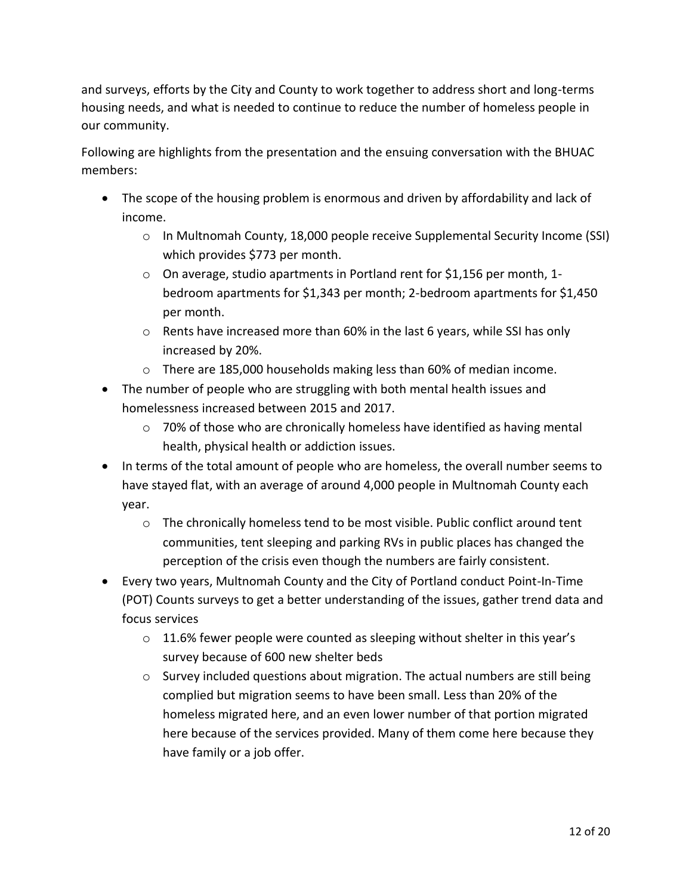and surveys, efforts by the City and County to work together to address short and long-terms housing needs, and what is needed to continue to reduce the number of homeless people in our community.

Following are highlights from the presentation and the ensuing conversation with the BHUAC members:

- The scope of the housing problem is enormous and driven by affordability and lack of income.
  - In Multnomah County, 18,000 people receive Supplemental Security Income (SSI) which provides $773 per month.
  - On average, studio apartments in Portland rent for $1,156 per month, 1-bedroom apartments for $1,343 per month; 2-bedroom apartments for $1,450 per month.
  - Rents have increased more than 60% in the last 6 years, while SSI has only increased by 20%.
  - There are 185,000 households making less than 60% of median income.
- The number of people who are struggling with both mental health issues and homelessness increased between 2015 and 2017.
  - 70% of those who are chronically homeless have identified as having mental health, physical health or addiction issues.
- In terms of the total amount of people who are homeless, the overall number seems to have stayed flat, with an average of around 4,000 people in Multnomah County each year.
  - The chronically homeless tend to be most visible. Public conflict around tent communities, tent sleeping and parking RVs in public places has changed the perception of the crisis even though the numbers are fairly consistent.
- Every two years, Multnomah County and the City of Portland conduct Point-In-Time (POT) Counts surveys to get a better understanding of the issues, gather trend data and focus services
  - 11.6% fewer people were counted as sleeping without shelter in this year's survey because of 600 new shelter beds
  - Survey included questions about migration. The actual numbers are still being complied but migration seems to have been small. Less than 20% of the homeless migrated here, and an even lower number of that portion migrated here because of the services provided. Many of them come here because they have family or a job offer.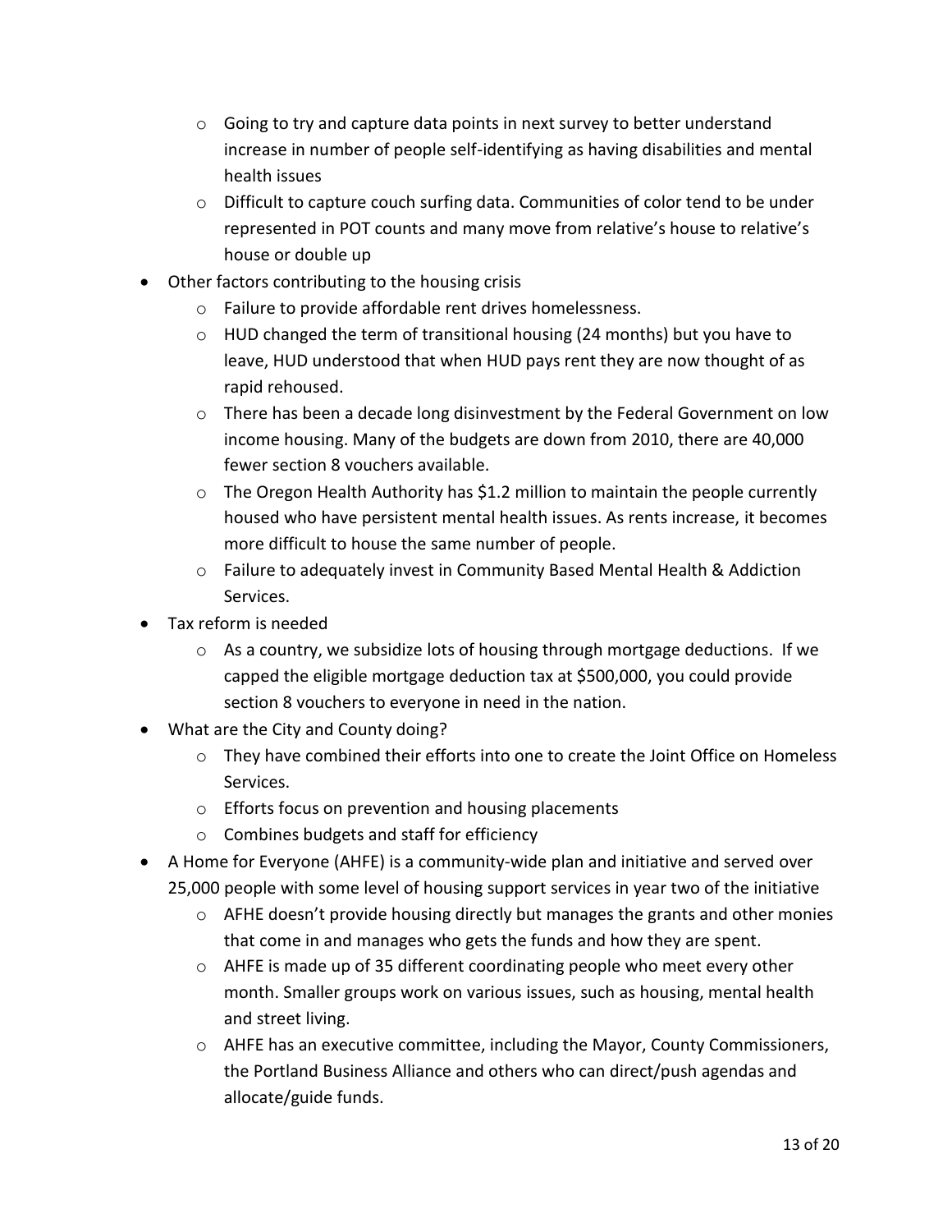- Going to try and capture data points in next survey to better understand increase in number of people self-identifying as having disabilities and mental health issues
  - Difficult to capture couch surfing data. Communities of color tend to be under represented in POT counts and many move from relative's house to relative's house or double up
- Other factors contributing to the housing crisis
  - Failure to provide affordable rent drives homelessness.
  - HUD changed the term of transitional housing (24 months) but you have to leave, HUD understood that when HUD pays rent they are now thought of as rapid rehoused.
  - There has been a decade long disinvestment by the Federal Government on low income housing. Many of the budgets are down from 2010, there are 40,000 fewer section 8 vouchers available.
  - The Oregon Health Authority has $1.2 million to maintain the people currently housed who have persistent mental health issues. As rents increase, it becomes more difficult to house the same number of people.
  - Failure to adequately invest in Community Based Mental Health & Addiction Services.
- Tax reform is needed
  - As a country, we subsidize lots of housing through mortgage deductions. If we capped the eligible mortgage deduction tax at $500,000, you could provide section 8 vouchers to everyone in need in the nation.
- What are the City and County doing?
  - They have combined their efforts into one to create the Joint Office on Homeless Services.
  - Efforts focus on prevention and housing placements
  - Combines budgets and staff for efficiency
- A Home for Everyone (AHFE) is a community-wide plan and initiative and served over 25,000 people with some level of housing support services in year two of the initiative
  - AFHE doesn't provide housing directly but manages the grants and other monies that come in and manages who gets the funds and how they are spent.
  - AHFE is made up of 35 different coordinating people who meet every other month. Smaller groups work on various issues, such as housing, mental health and street living.
  - AHFE has an executive committee, including the Mayor, County Commissioners, the Portland Business Alliance and others who can direct/push agendas and allocate/guide funds.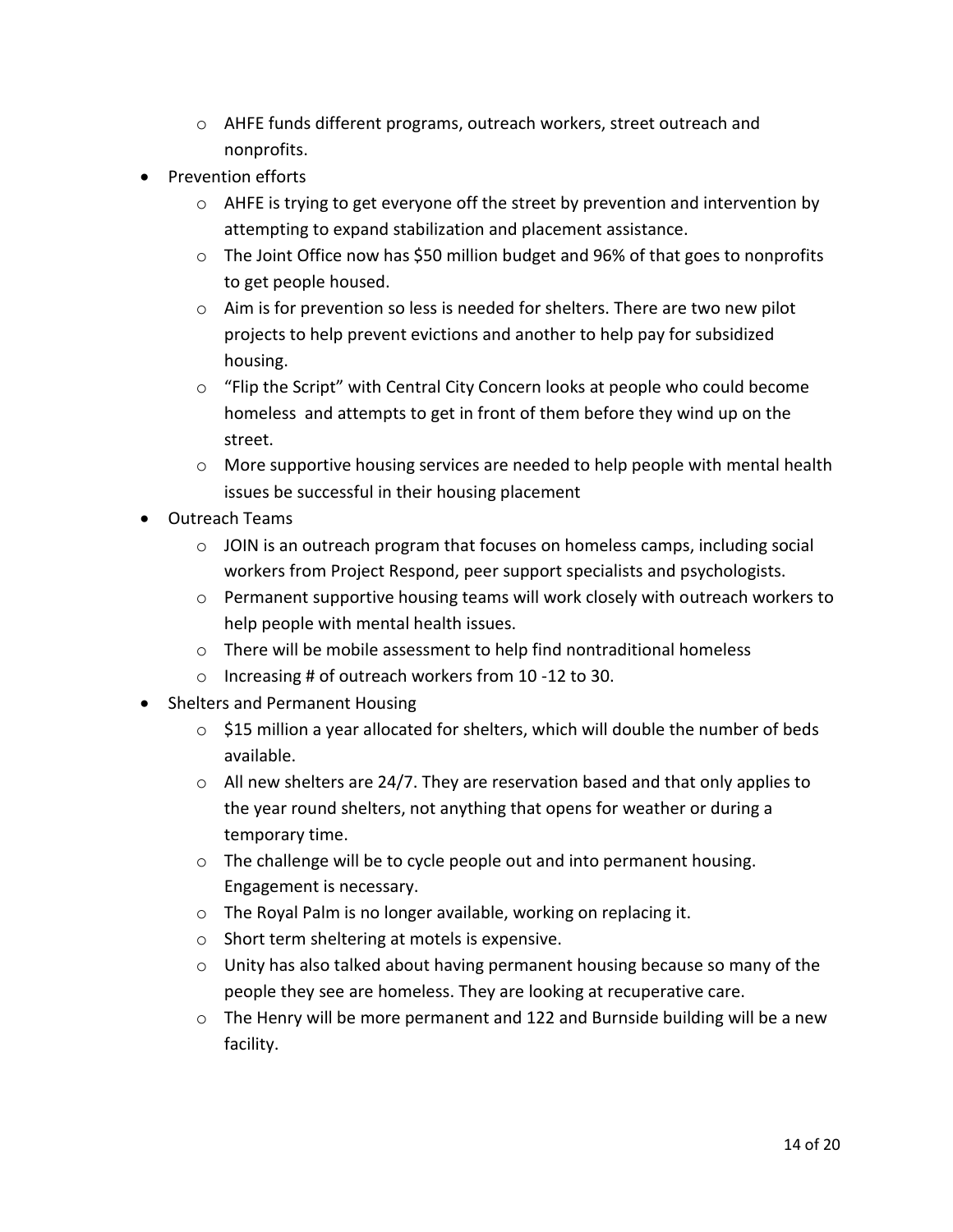- AHFE funds different programs, outreach workers, street outreach and nonprofits.
- Prevention efforts
  - AHFE is trying to get everyone off the street by prevention and intervention by attempting to expand stabilization and placement assistance.
  - The Joint Office now has $50 million budget and 96% of that goes to nonprofits to get people housed.
  - Aim is for prevention so less is needed for shelters. There are two new pilot projects to help prevent evictions and another to help pay for subsidized housing.
  - "Flip the Script" with Central City Concern looks at people who could become homeless and attempts to get in front of them before they wind up on the street.
  - More supportive housing services are needed to help people with mental health issues be successful in their housing placement
- Outreach Teams
  - JOIN is an outreach program that focuses on homeless camps, including social workers from Project Respond, peer support specialists and psychologists.
  - Permanent supportive housing teams will work closely with outreach workers to help people with mental health issues.
  - There will be mobile assessment to help find nontraditional homeless
  - Increasing # of outreach workers from 10 -12 to 30.
- Shelters and Permanent Housing
  - $15 million a year allocated for shelters, which will double the number of beds available.
  - All new shelters are 24/7. They are reservation based and that only applies to the year round shelters, not anything that opens for weather or during a temporary time.
  - The challenge will be to cycle people out and into permanent housing. Engagement is necessary.
  - The Royal Palm is no longer available, working on replacing it.
  - Short term sheltering at motels is expensive.
  - Unity has also talked about having permanent housing because so many of the people they see are homeless. They are looking at recuperative care.
  - The Henry will be more permanent and 122 and Burnside building will be a new facility.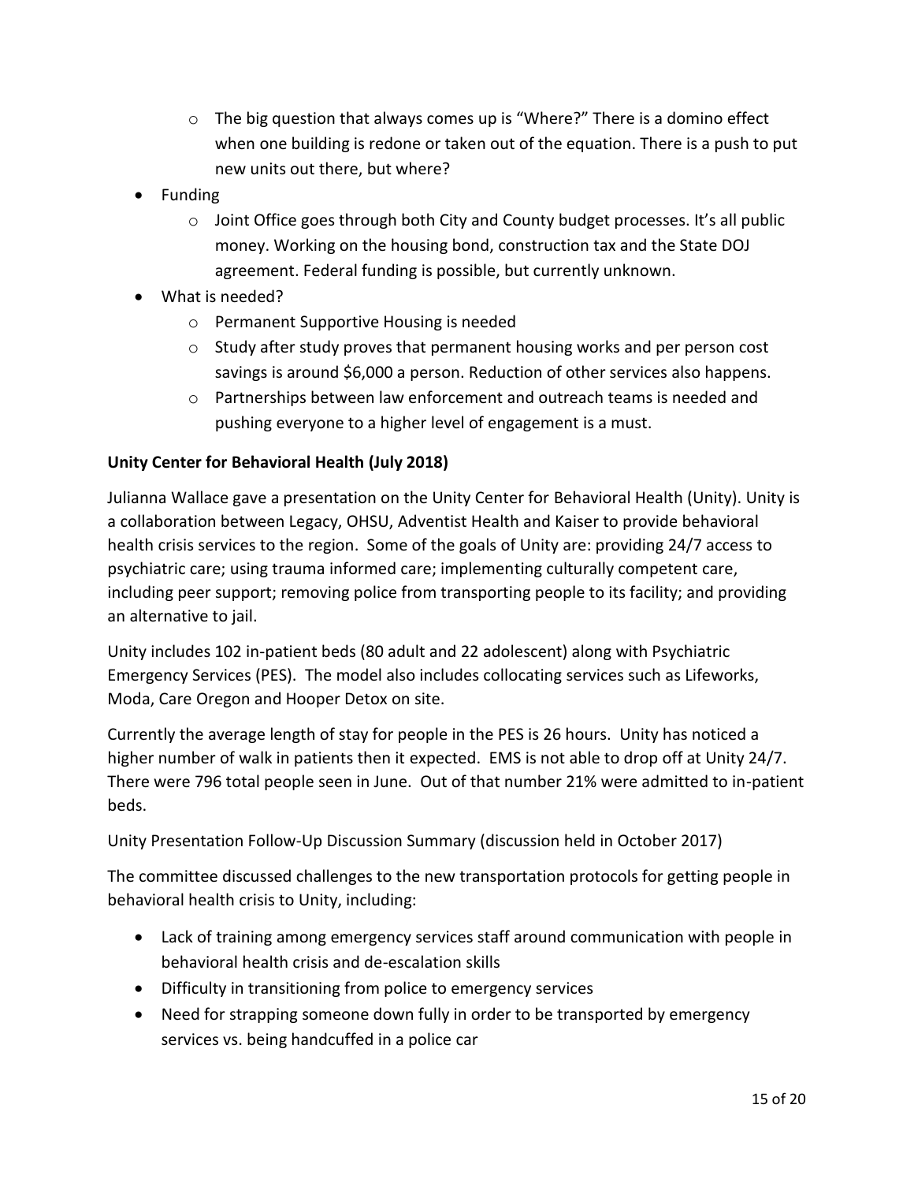- The big question that always comes up is "Where?" There is a domino effect when one building is redone or taken out of the equation. There is a push to put new units out there, but where?
- Funding
    - Joint Office goes through both City and County budget processes. It's all public money. Working on the housing bond, construction tax and the State DOJ agreement. Federal funding is possible, but currently unknown.
- What is needed?
    - Permanent Supportive Housing is needed
    - Study after study proves that permanent housing works and per person cost savings is around $6,000 a person. Reduction of other services also happens.
    - Partnerships between law enforcement and outreach teams is needed and pushing everyone to a higher level of engagement is a must.

**Unity Center for Behavioral Health (July 2018)**

Julianna Wallace gave a presentation on the Unity Center for Behavioral Health (Unity). Unity is a collaboration between Legacy, OHSU, Adventist Health and Kaiser to provide behavioral health crisis services to the region. Some of the goals of Unity are: providing 24/7 access to psychiatric care; using trauma informed care; implementing culturally competent care, including peer support; removing police from transporting people to its facility; and providing an alternative to jail.

Unity includes 102 in-patient beds (80 adult and 22 adolescent) along with Psychiatric Emergency Services (PES). The model also includes collocating services such as Lifeworks, Moda, Care Oregon and Hooper Detox on site.

Currently the average length of stay for people in the PES is 26 hours. Unity has noticed a higher number of walk in patients then it expected. EMS is not able to drop off at Unity 24/7. There were 796 total people seen in June. Out of that number 21% were admitted to in-patient beds.

Unity Presentation Follow-Up Discussion Summary (discussion held in October 2017)

The committee discussed challenges to the new transportation protocols for getting people in behavioral health crisis to Unity, including:

- Lack of training among emergency services staff around communication with people in behavioral health crisis and de-escalation skills
- Difficulty in transitioning from police to emergency services
- Need for strapping someone down fully in order to be transported by emergency services vs. being handcuffed in a police car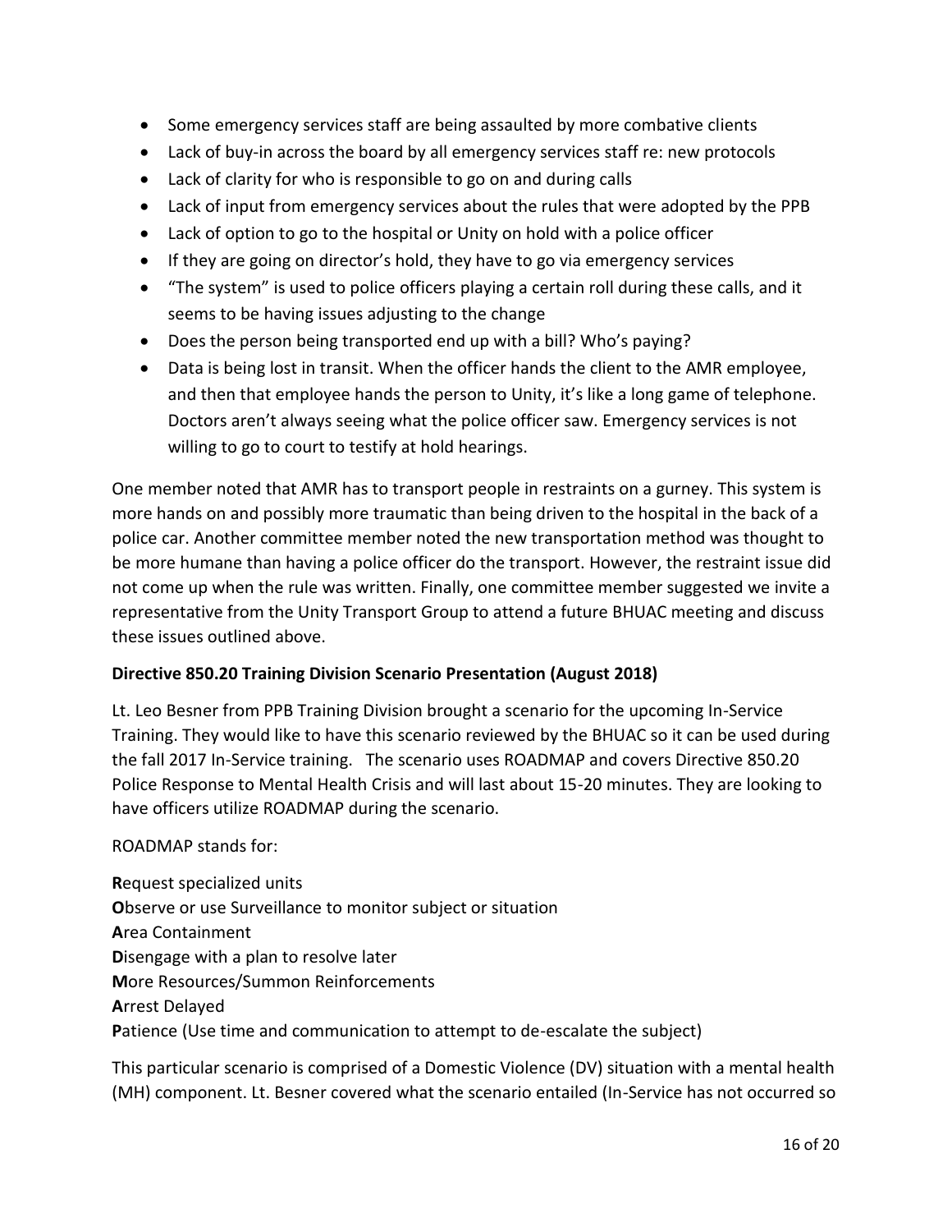- Some emergency services staff are being assaulted by more combative clients
- Lack of buy-in across the board by all emergency services staff re: new protocols
- Lack of clarity for who is responsible to go on and during calls
- Lack of input from emergency services about the rules that were adopted by the PPB
- Lack of option to go to the hospital or Unity on hold with a police officer
- If they are going on director's hold, they have to go via emergency services
- "The system" is used to police officers playing a certain roll during these calls, and it seems to be having issues adjusting to the change
- Does the person being transported end up with a bill? Who's paying?
- Data is being lost in transit. When the officer hands the client to the AMR employee, and then that employee hands the person to Unity, it's like a long game of telephone. Doctors aren't always seeing what the police officer saw. Emergency services is not willing to go to court to testify at hold hearings.

One member noted that AMR has to transport people in restraints on a gurney. This system is more hands on and possibly more traumatic than being driven to the hospital in the back of a police car. Another committee member noted the new transportation method was thought to be more humane than having a police officer do the transport. However, the restraint issue did not come up when the rule was written. Finally, one committee member suggested we invite a representative from the Unity Transport Group to attend a future BHUAC meeting and discuss these issues outlined above.

**Directive 850.20 Training Division Scenario Presentation (August 2018)**

Lt. Leo Besner from PPB Training Division brought a scenario for the upcoming In-Service Training. They would like to have this scenario reviewed by the BHUAC so it can be used during the fall 2017 In-Service training. The scenario uses ROADMAP and covers Directive 850.20 Police Response to Mental Health Crisis and will last about 15-20 minutes. They are looking to have officers utilize ROADMAP during the scenario.

ROADMAP stands for:

**R**equest specialized units
**O**bserve or use Surveillance to monitor subject or situation
**A**rea Containment
**D**isengage with a plan to resolve later
**M**ore Resources/Summon Reinforcements
**A**rrest Delayed
**P**atience (Use time and communication to attempt to de-escalate the subject)

This particular scenario is comprised of a Domestic Violence (DV) situation with a mental health (MH) component. Lt. Besner covered what the scenario entailed (In-Service has not occurred so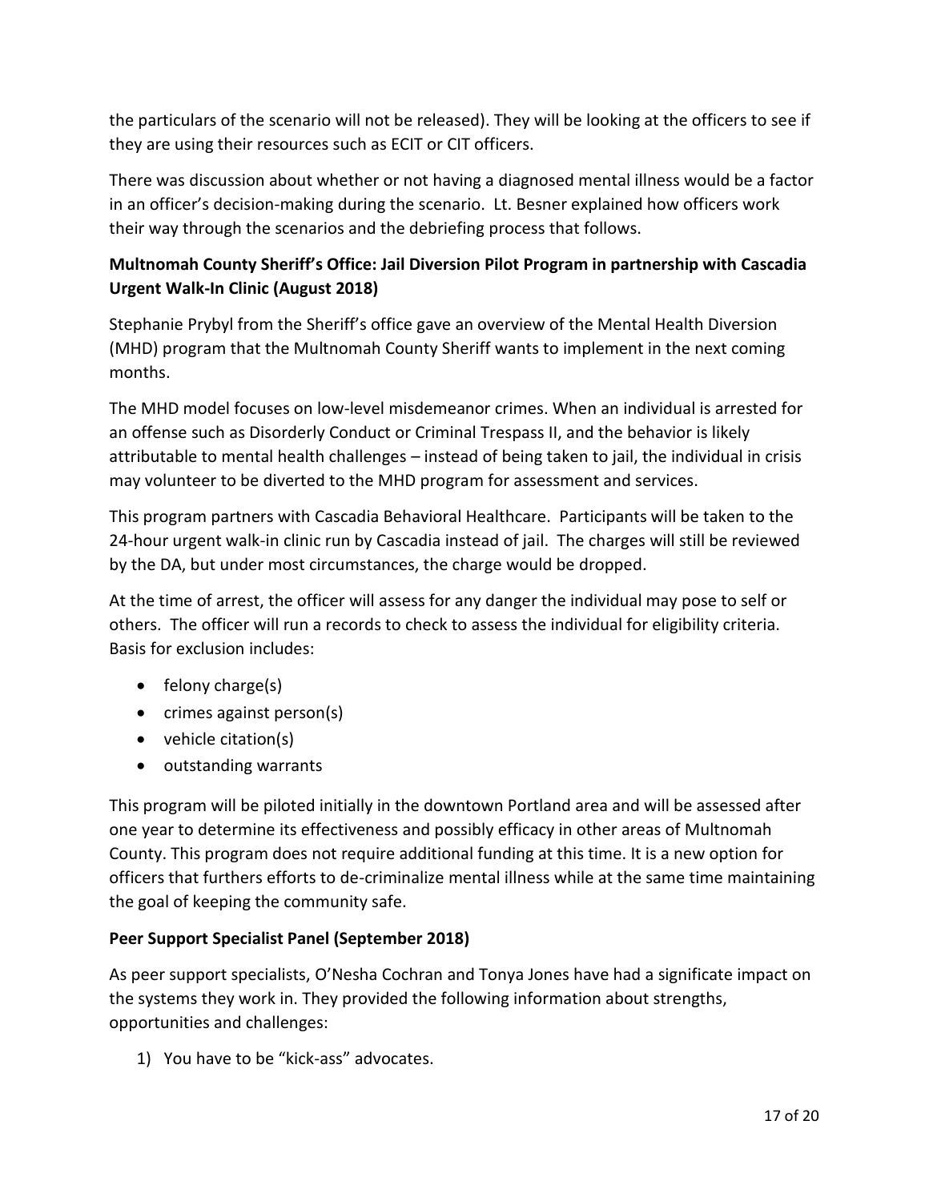the particulars of the scenario will not be released). They will be looking at the officers to see if they are using their resources such as ECIT or CIT officers.

There was discussion about whether or not having a diagnosed mental illness would be a factor in an officer's decision-making during the scenario. Lt. Besner explained how officers work their way through the scenarios and the debriefing process that follows.

**Multnomah County Sheriff's Office: Jail Diversion Pilot Program in partnership with Cascadia Urgent Walk-In Clinic (August 2018)**

Stephanie Prybyl from the Sheriff's office gave an overview of the Mental Health Diversion (MHD) program that the Multnomah County Sheriff wants to implement in the next coming months.

The MHD model focuses on low-level misdemeanor crimes. When an individual is arrested for an offense such as Disorderly Conduct or Criminal Trespass II, and the behavior is likely attributable to mental health challenges – instead of being taken to jail, the individual in crisis may volunteer to be diverted to the MHD program for assessment and services.

This program partners with Cascadia Behavioral Healthcare. Participants will be taken to the 24-hour urgent walk-in clinic run by Cascadia instead of jail. The charges will still be reviewed by the DA, but under most circumstances, the charge would be dropped.

At the time of arrest, the officer will assess for any danger the individual may pose to self or others. The officer will run a records to check to assess the individual for eligibility criteria. Basis for exclusion includes:

- felony charge(s)
- crimes against person(s)
- vehicle citation(s)
- outstanding warrants

This program will be piloted initially in the downtown Portland area and will be assessed after one year to determine its effectiveness and possibly efficacy in other areas of Multnomah County. This program does not require additional funding at this time. It is a new option for officers that furthers efforts to de-criminalize mental illness while at the same time maintaining the goal of keeping the community safe.

**Peer Support Specialist Panel (September 2018)**

As peer support specialists, O'Nesha Cochran and Tonya Jones have had a significate impact on the systems they work in. They provided the following information about strengths, opportunities and challenges:

1) You have to be "kick-ass" advocates.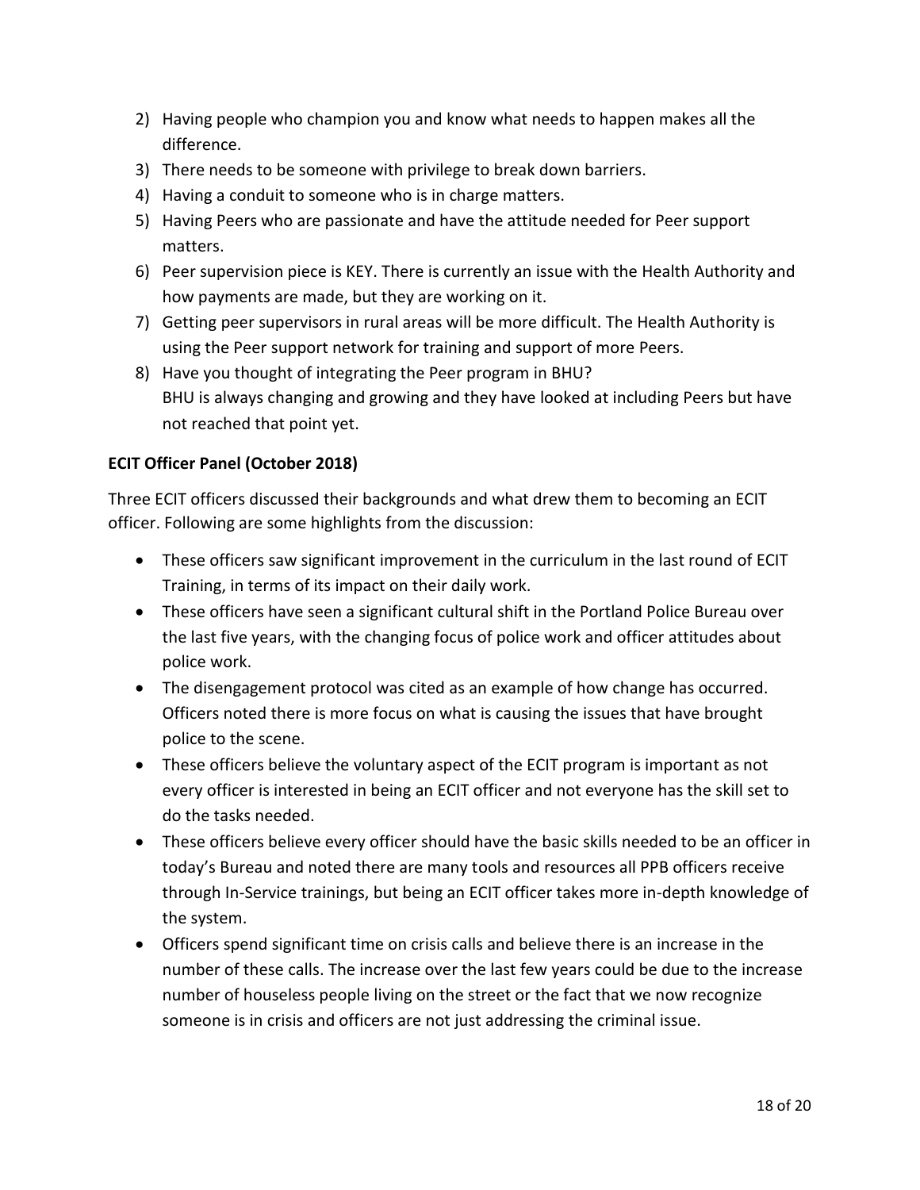2) Having people who champion you and know what needs to happen makes all the difference.
3) There needs to be someone with privilege to break down barriers.
4) Having a conduit to someone who is in charge matters.
5) Having Peers who are passionate and have the attitude needed for Peer support matters.
6) Peer supervision piece is KEY. There is currently an issue with the Health Authority and how payments are made, but they are working on it.
7) Getting peer supervisors in rural areas will be more difficult. The Health Authority is using the Peer support network for training and support of more Peers.
8) Have you thought of integrating the Peer program in BHU?
   BHU is always changing and growing and they have looked at including Peers but have not reached that point yet.

**ECIT Officer Panel (October 2018)**

Three ECIT officers discussed their backgrounds and what drew them to becoming an ECIT officer. Following are some highlights from the discussion:

- These officers saw significant improvement in the curriculum in the last round of ECIT Training, in terms of its impact on their daily work.
- These officers have seen a significant cultural shift in the Portland Police Bureau over the last five years, with the changing focus of police work and officer attitudes about police work.
- The disengagement protocol was cited as an example of how change has occurred. Officers noted there is more focus on what is causing the issues that have brought police to the scene.
- These officers believe the voluntary aspect of the ECIT program is important as not every officer is interested in being an ECIT officer and not everyone has the skill set to do the tasks needed.
- These officers believe every officer should have the basic skills needed to be an officer in today's Bureau and noted there are many tools and resources all PPB officers receive through In-Service trainings, but being an ECIT officer takes more in-depth knowledge of the system.
- Officers spend significant time on crisis calls and believe there is an increase in the number of these calls. The increase over the last few years could be due to the increase number of houseless people living on the street or the fact that we now recognize someone is in crisis and officers are not just addressing the criminal issue.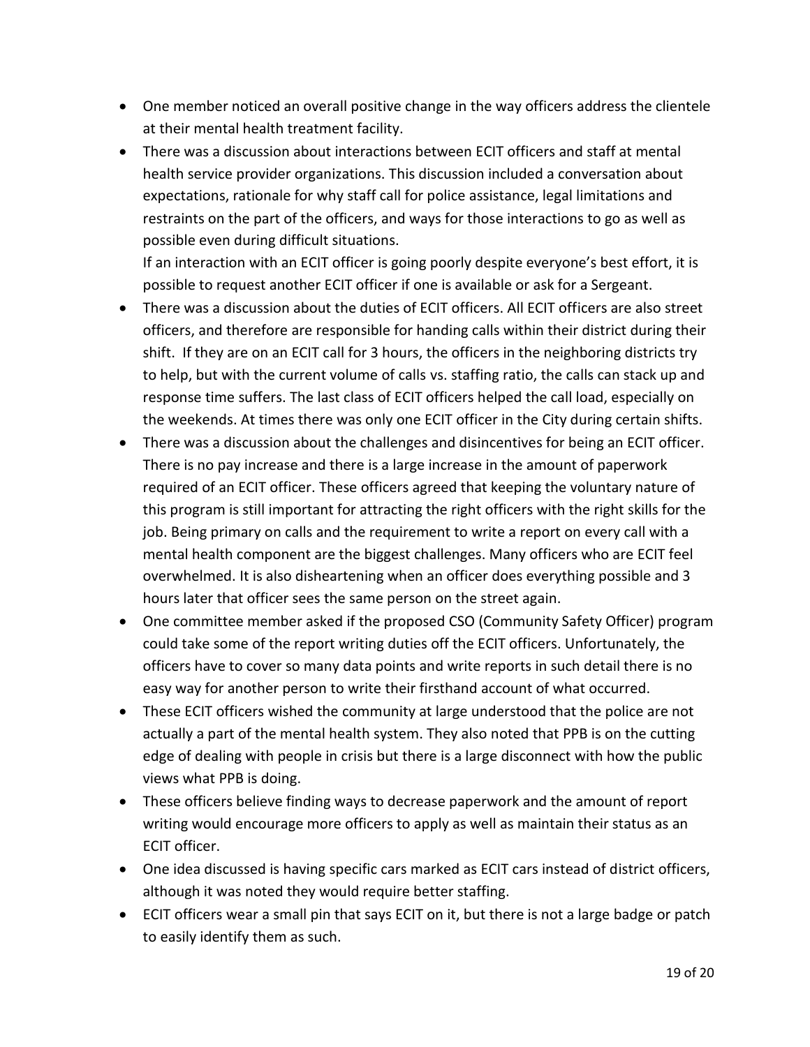- One member noticed an overall positive change in the way officers address the clientele at their mental health treatment facility.
- There was a discussion about interactions between ECIT officers and staff at mental health service provider organizations. This discussion included a conversation about expectations, rationale for why staff call for police assistance, legal limitations and restraints on the part of the officers, and ways for those interactions to go as well as possible even during difficult situations.
  If an interaction with an ECIT officer is going poorly despite everyone's best effort, it is possible to request another ECIT officer if one is available or ask for a Sergeant.
- There was a discussion about the duties of ECIT officers. All ECIT officers are also street officers, and therefore are responsible for handing calls within their district during their shift. If they are on an ECIT call for 3 hours, the officers in the neighboring districts try to help, but with the current volume of calls vs. staffing ratio, the calls can stack up and response time suffers. The last class of ECIT officers helped the call load, especially on the weekends. At times there was only one ECIT officer in the City during certain shifts.
- There was a discussion about the challenges and disincentives for being an ECIT officer. There is no pay increase and there is a large increase in the amount of paperwork required of an ECIT officer. These officers agreed that keeping the voluntary nature of this program is still important for attracting the right officers with the right skills for the job. Being primary on calls and the requirement to write a report on every call with a mental health component are the biggest challenges. Many officers who are ECIT feel overwhelmed. It is also disheartening when an officer does everything possible and 3 hours later that officer sees the same person on the street again.
- One committee member asked if the proposed CSO (Community Safety Officer) program could take some of the report writing duties off the ECIT officers. Unfortunately, the officers have to cover so many data points and write reports in such detail there is no easy way for another person to write their firsthand account of what occurred.
- These ECIT officers wished the community at large understood that the police are not actually a part of the mental health system. They also noted that PPB is on the cutting edge of dealing with people in crisis but there is a large disconnect with how the public views what PPB is doing.
- These officers believe finding ways to decrease paperwork and the amount of report writing would encourage more officers to apply as well as maintain their status as an ECIT officer.
- One idea discussed is having specific cars marked as ECIT cars instead of district officers, although it was noted they would require better staffing.
- ECIT officers wear a small pin that says ECIT on it, but there is not a large badge or patch to easily identify them as such.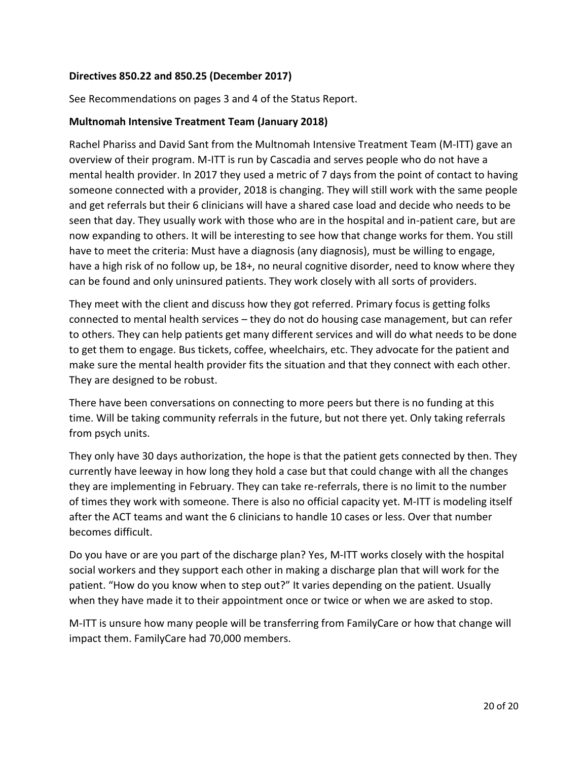**Directives 850.22 and 850.25 (December 2017)**

See Recommendations on pages 3 and 4 of the Status Report.

**Multnomah Intensive Treatment Team (January 2018)**

Rachel Phariss and David Sant from the Multnomah Intensive Treatment Team (M-ITT) gave an overview of their program. M-ITT is run by Cascadia and serves people who do not have a mental health provider. In 2017 they used a metric of 7 days from the point of contact to having someone connected with a provider, 2018 is changing. They will still work with the same people and get referrals but their 6 clinicians will have a shared case load and decide who needs to be seen that day. They usually work with those who are in the hospital and in-patient care, but are now expanding to others. It will be interesting to see how that change works for them. You still have to meet the criteria: Must have a diagnosis (any diagnosis), must be willing to engage, have a high risk of no follow up, be 18+, no neural cognitive disorder, need to know where they can be found and only uninsured patients. They work closely with all sorts of providers.

They meet with the client and discuss how they got referred. Primary focus is getting folks connected to mental health services – they do not do housing case management, but can refer to others. They can help patients get many different services and will do what needs to be done to get them to engage. Bus tickets, coffee, wheelchairs, etc. They advocate for the patient and make sure the mental health provider fits the situation and that they connect with each other. They are designed to be robust.

There have been conversations on connecting to more peers but there is no funding at this time. Will be taking community referrals in the future, but not there yet. Only taking referrals from psych units.

They only have 30 days authorization, the hope is that the patient gets connected by then. They currently have leeway in how long they hold a case but that could change with all the changes they are implementing in February. They can take re-referrals, there is no limit to the number of times they work with someone. There is also no official capacity yet. M-ITT is modeling itself after the ACT teams and want the 6 clinicians to handle 10 cases or less. Over that number becomes difficult.

Do you have or are you part of the discharge plan? Yes, M-ITT works closely with the hospital social workers and they support each other in making a discharge plan that will work for the patient. "How do you know when to step out?" It varies depending on the patient. Usually when they have made it to their appointment once or twice or when we are asked to stop.

M-ITT is unsure how many people will be transferring from FamilyCare or how that change will impact them. FamilyCare had 70,000 members.